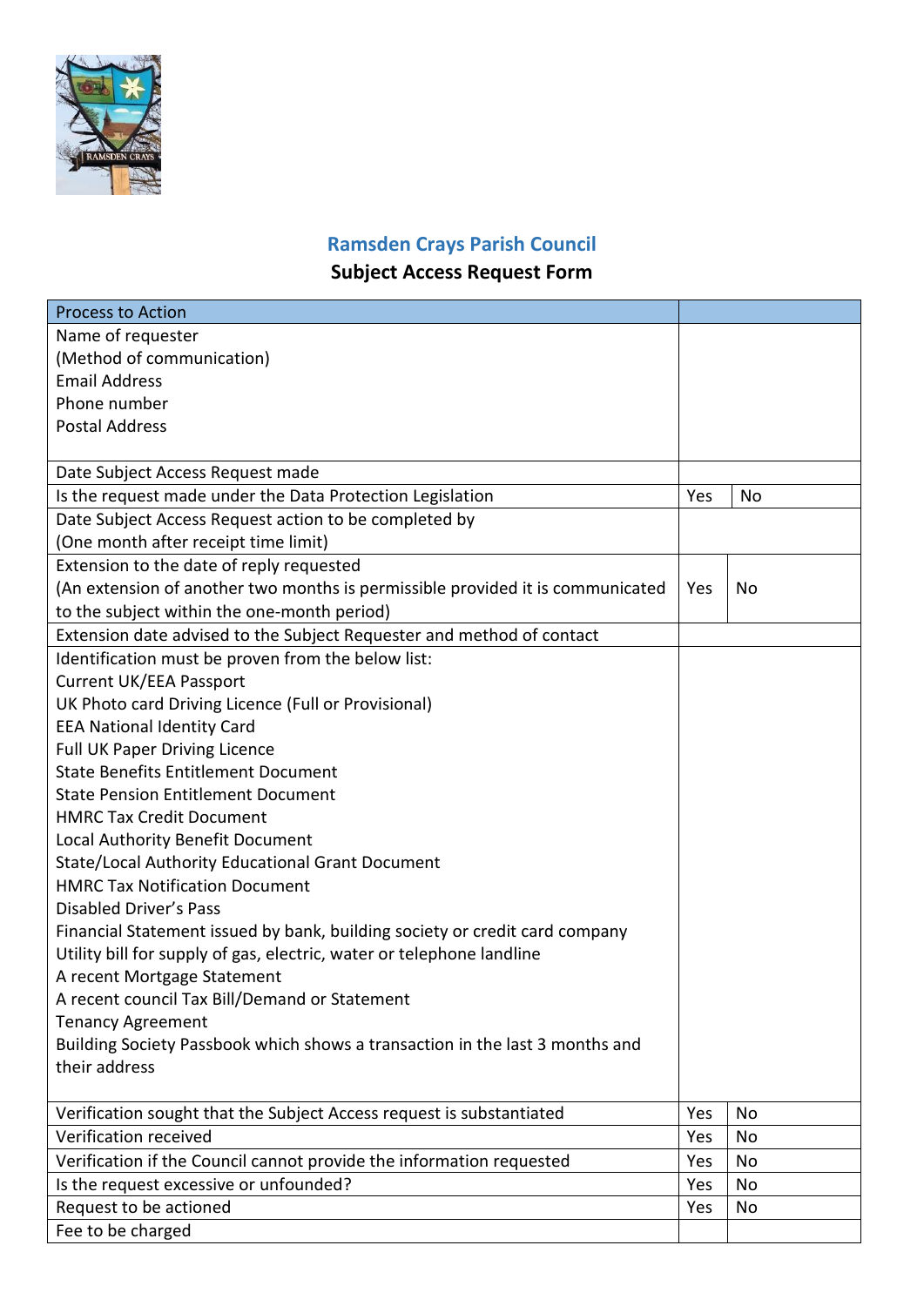## Ramsden Crays Parish Council

### Subject Access Request Form

| Process to Action | | |
|---|---|---|
| Name of requester<br>(Method of communication)<br>Email Address<br>Phone number<br>Postal Address | | |
| Date Subject Access Request made | | |
| Is the request made under the Data Protection Legislation | Yes | No |
| Date Subject Access Request action to be completed by<br>(One month after receipt time limit) | | |
| Extension to the date of reply requested<br>(An extension of another two months is permissible provided it is communicated to the subject within the one-month period) | Yes | No |
| Extension date advised to the Subject Requester and method of contact | | |
| Identification must be proven from the below list:<br>Current UK/EEA Passport<br>UK Photo card Driving Licence (Full or Provisional)<br>EEA National Identity Card<br>Full UK Paper Driving Licence<br>State Benefits Entitlement Document<br>State Pension Entitlement Document<br>HMRC Tax Credit Document<br>Local Authority Benefit Document<br>State/Local Authority Educational Grant Document<br>HMRC Tax Notification Document<br>Disabled Driver's Pass<br>Financial Statement issued by bank, building society or credit card company<br>Utility bill for supply of gas, electric, water or telephone landline<br>A recent Mortgage Statement<br>A recent council Tax Bill/Demand or Statement<br>Tenancy Agreement<br>Building Society Passbook which shows a transaction in the last 3 months and their address | | |
| Verification sought that the Subject Access request is substantiated | Yes | No |
| Verification received | Yes | No |
| Verification if the Council cannot provide the information requested | Yes | No |
| Is the request excessive or unfounded? | Yes | No |
| Request to be actioned | Yes | No |
| Fee to be charged | | |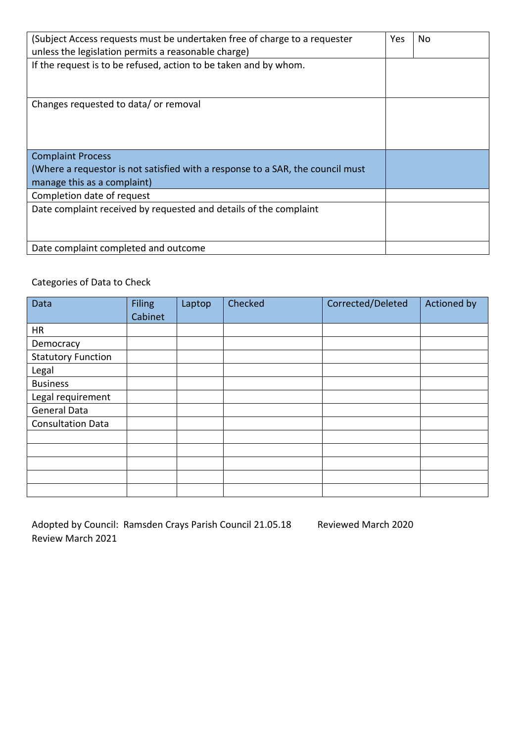| | | |
|---|---|---|
| (Subject Access requests must be undertaken free of charge to a requester unless the legislation permits a reasonable charge) | Yes | No |
| If the request is to be refused, action to be taken and by whom. | | |
| Changes requested to data/ or removal | | |
| Complaint Process<br>(Where a requestor is not satisfied with a response to a SAR, the council must manage this as a complaint) | | |
| Completion date of request | | |
| Date complaint received by requested and details of the complaint | | |
| Date complaint completed and outcome | | |

Categories of Data to Check

| Data | Filing Cabinet | Laptop | Checked | Corrected/Deleted | Actioned by |
|---|---|---|---|---|---|
| HR | | | | | |
| Democracy | | | | | |
| Statutory Function | | | | | |
| Legal | | | | | |
| Business | | | | | |
| Legal requirement | | | | | |
| General Data | | | | | |
| Consultation Data | | | | | |
| | | | | | |
| | | | | | |
| | | | | | |
| | | | | | |
| | | | | | |

Adopted by Council: Ramsden Crays Parish Council 21.05.18 Reviewed March 2020
Review March 2021